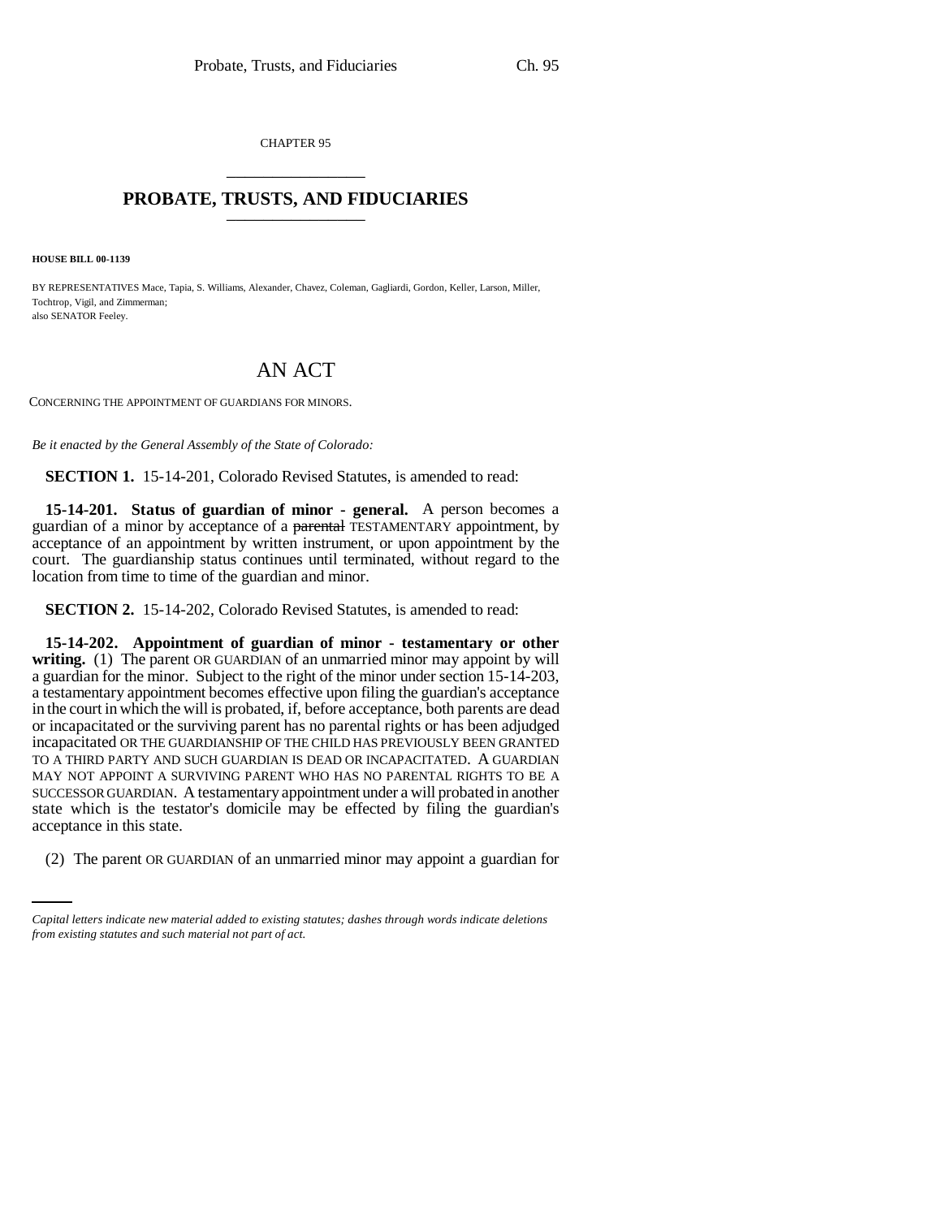CHAPTER 95

## PROBATE, TRUSTS, AND FIDUCIARIES

**HOUSE BILL 00-1139**

BY REPRESENTATIVES Mace, Tapia, S. Williams, Alexander, Chavez, Coleman, Gagliardi, Gordon, Keller, Larson, Miller, Tochtrop, Vigil, and Zimmerman;
also SENATOR Feeley.

# AN ACT

CONCERNING THE APPOINTMENT OF GUARDIANS FOR MINORS.

*Be it enacted by the General Assembly of the State of Colorado:*

**SECTION 1.** 15-14-201, Colorado Revised Statutes, is amended to read:

**15-14-201. Status of guardian of minor - general.** A person becomes a guardian of a minor by acceptance of a ~~parental~~ TESTAMENTARY appointment, by acceptance of an appointment by written instrument, or upon appointment by the court. The guardianship status continues until terminated, without regard to the location from time to time of the guardian and minor.

**SECTION 2.** 15-14-202, Colorado Revised Statutes, is amended to read:

**15-14-202. Appointment of guardian of minor - testamentary or other writing.** (1) The parent OR GUARDIAN of an unmarried minor may appoint by will a guardian for the minor. Subject to the right of the minor under section 15-14-203, a testamentary appointment becomes effective upon filing the guardian's acceptance in the court in which the will is probated, if, before acceptance, both parents are dead or incapacitated or the surviving parent has no parental rights or has been adjudged incapacitated OR THE GUARDIANSHIP OF THE CHILD HAS PREVIOUSLY BEEN GRANTED TO A THIRD PARTY AND SUCH GUARDIAN IS DEAD OR INCAPACITATED. A GUARDIAN MAY NOT APPOINT A SURVIVING PARENT WHO HAS NO PARENTAL RIGHTS TO BE A SUCCESSOR GUARDIAN. A testamentary appointment under a will probated in another state which is the testator's domicile may be effected by filing the guardian's acceptance in this state.

(2) The parent OR GUARDIAN of an unmarried minor may appoint a guardian for

*Capital letters indicate new material added to existing statutes; dashes through words indicate deletions from existing statutes and such material not part of act.*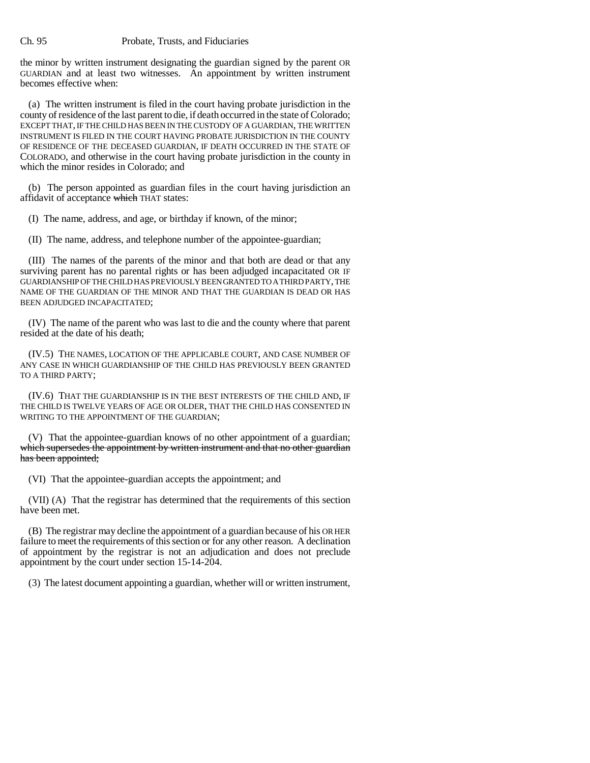the minor by written instrument designating the guardian signed by the parent OR GUARDIAN and at least two witnesses. An appointment by written instrument becomes effective when:

(a) The written instrument is filed in the court having probate jurisdiction in the county of residence of the last parent to die, if death occurred in the state of Colorado; EXCEPT THAT, IF THE CHILD HAS BEEN IN THE CUSTODY OF A GUARDIAN, THE WRITTEN INSTRUMENT IS FILED IN THE COURT HAVING PROBATE JURISDICTION IN THE COUNTY OF RESIDENCE OF THE DECEASED GUARDIAN, IF DEATH OCCURRED IN THE STATE OF COLORADO, and otherwise in the court having probate jurisdiction in the county in which the minor resides in Colorado; and

(b) The person appointed as guardian files in the court having jurisdiction an affidavit of acceptance ~~which~~ THAT states:

(I) The name, address, and age, or birthday if known, of the minor;

(II) The name, address, and telephone number of the appointee-guardian;

(III) The names of the parents of the minor and that both are dead or that any surviving parent has no parental rights or has been adjudged incapacitated OR IF GUARDIANSHIP OF THE CHILD HAS PREVIOUSLY BEEN GRANTED TO A THIRD PARTY, THE NAME OF THE GUARDIAN OF THE MINOR AND THAT THE GUARDIAN IS DEAD OR HAS BEEN ADJUDGED INCAPACITATED;

(IV) The name of the parent who was last to die and the county where that parent resided at the date of his death;

(IV.5) THE NAMES, LOCATION OF THE APPLICABLE COURT, AND CASE NUMBER OF ANY CASE IN WHICH GUARDIANSHIP OF THE CHILD HAS PREVIOUSLY BEEN GRANTED TO A THIRD PARTY;

(IV.6) THAT THE GUARDIANSHIP IS IN THE BEST INTERESTS OF THE CHILD AND, IF THE CHILD IS TWELVE YEARS OF AGE OR OLDER, THAT THE CHILD HAS CONSENTED IN WRITING TO THE APPOINTMENT OF THE GUARDIAN;

(V) That the appointee-guardian knows of no other appointment of a guardian; ~~which supersedes the appointment by written instrument and that no other guardian has been appointed;~~

(VI) That the appointee-guardian accepts the appointment; and

(VII) (A) That the registrar has determined that the requirements of this section have been met.

(B) The registrar may decline the appointment of a guardian because of his OR HER failure to meet the requirements of this section or for any other reason. A declination of appointment by the registrar is not an adjudication and does not preclude appointment by the court under section 15-14-204.

(3) The latest document appointing a guardian, whether will or written instrument,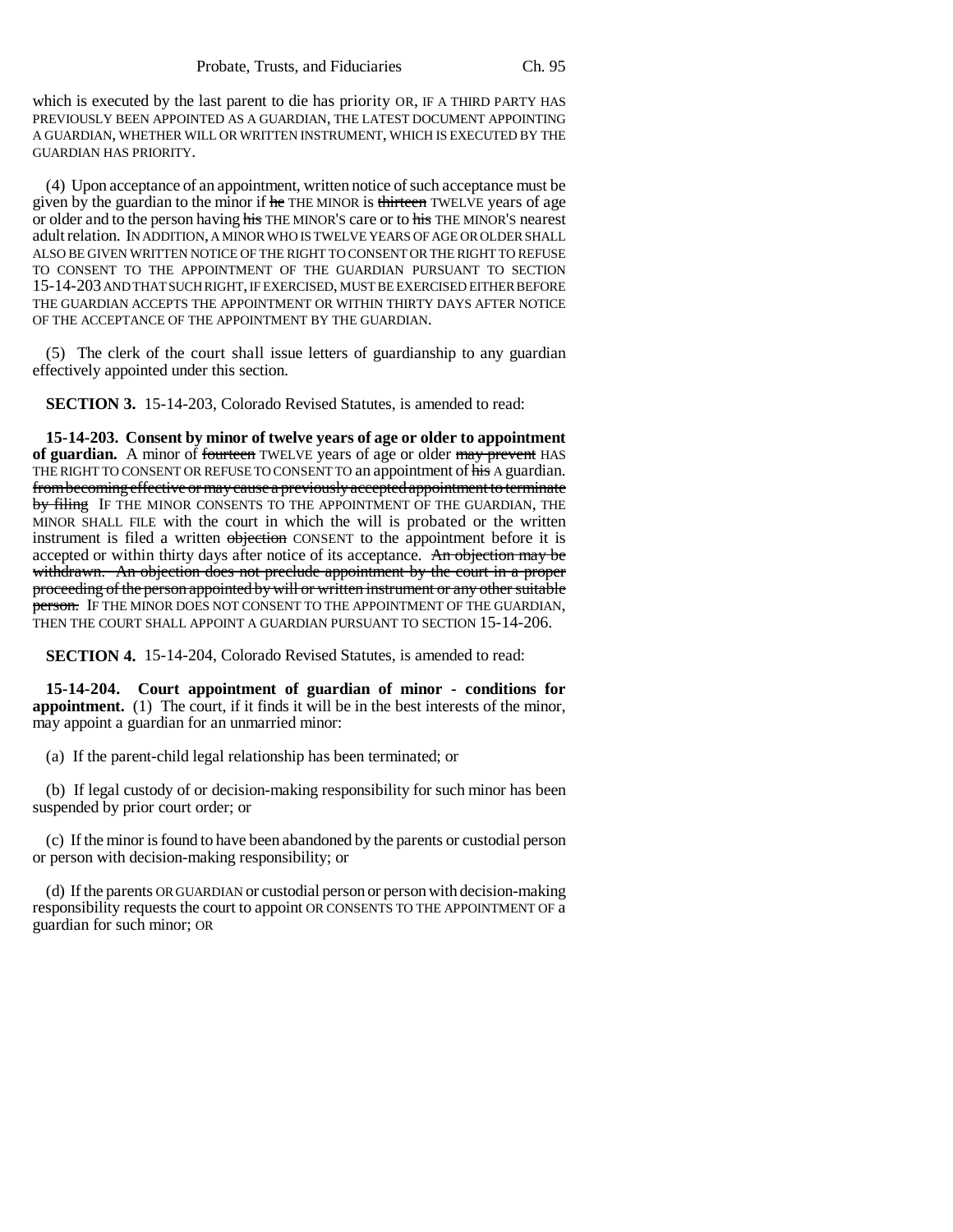which is executed by the last parent to die has priority OR, IF A THIRD PARTY HAS PREVIOUSLY BEEN APPOINTED AS A GUARDIAN, THE LATEST DOCUMENT APPOINTING A GUARDIAN, WHETHER WILL OR WRITTEN INSTRUMENT, WHICH IS EXECUTED BY THE GUARDIAN HAS PRIORITY.

(4) Upon acceptance of an appointment, written notice of such acceptance must be given by the guardian to the minor if ~~he~~ THE MINOR is ~~thirteen~~ TWELVE years of age or older and to the person having ~~his~~ THE MINOR'S care or to ~~his~~ THE MINOR'S nearest adult relation. IN ADDITION, A MINOR WHO IS TWELVE YEARS OF AGE OR OLDER SHALL ALSO BE GIVEN WRITTEN NOTICE OF THE RIGHT TO CONSENT OR THE RIGHT TO REFUSE TO CONSENT TO THE APPOINTMENT OF THE GUARDIAN PURSUANT TO SECTION 15-14-203 AND THAT SUCH RIGHT, IF EXERCISED, MUST BE EXERCISED EITHER BEFORE THE GUARDIAN ACCEPTS THE APPOINTMENT OR WITHIN THIRTY DAYS AFTER NOTICE OF THE ACCEPTANCE OF THE APPOINTMENT BY THE GUARDIAN.

(5) The clerk of the court shall issue letters of guardianship to any guardian effectively appointed under this section.

**SECTION 3.** 15-14-203, Colorado Revised Statutes, is amended to read:

**15-14-203. Consent by minor of twelve years of age or older to appointment of guardian.** A minor of ~~fourteen~~ TWELVE years of age or older ~~may prevent~~ HAS THE RIGHT TO CONSENT OR REFUSE TO CONSENT TO an appointment of ~~his~~ A guardian. ~~from becoming effective or may cause a previously accepted appointment to terminate by filing~~ IF THE MINOR CONSENTS TO THE APPOINTMENT OF THE GUARDIAN, THE MINOR SHALL FILE with the court in which the will is probated or the written instrument is filed a written ~~objection~~ CONSENT to the appointment before it is accepted or within thirty days after notice of its acceptance. ~~An objection may be withdrawn. An objection does not preclude appointment by the court in a proper proceeding of the person appointed by will or written instrument or any other suitable person.~~ IF THE MINOR DOES NOT CONSENT TO THE APPOINTMENT OF THE GUARDIAN, THEN THE COURT SHALL APPOINT A GUARDIAN PURSUANT TO SECTION 15-14-206.

**SECTION 4.** 15-14-204, Colorado Revised Statutes, is amended to read:

**15-14-204. Court appointment of guardian of minor - conditions for appointment.** (1) The court, if it finds it will be in the best interests of the minor, may appoint a guardian for an unmarried minor:

(a) If the parent-child legal relationship has been terminated; or

(b) If legal custody of or decision-making responsibility for such minor has been suspended by prior court order; or

(c) If the minor is found to have been abandoned by the parents or custodial person or person with decision-making responsibility; or

(d) If the parents OR GUARDIAN or custodial person or person with decision-making responsibility requests the court to appoint OR CONSENTS TO THE APPOINTMENT OF a guardian for such minor; OR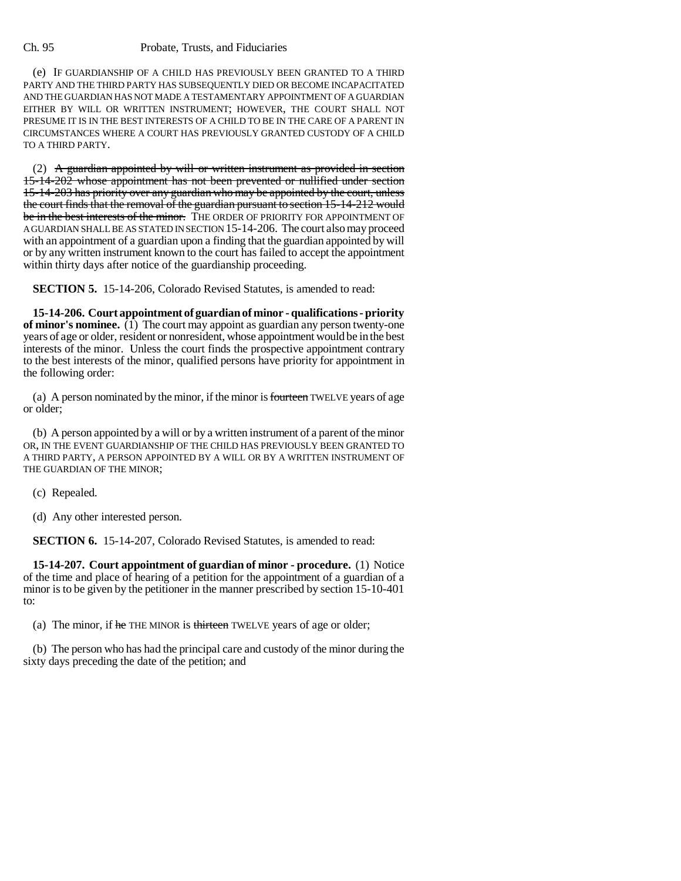(e) IF GUARDIANSHIP OF A CHILD HAS PREVIOUSLY BEEN GRANTED TO A THIRD PARTY AND THE THIRD PARTY HAS SUBSEQUENTLY DIED OR BECOME INCAPACITATED AND THE GUARDIAN HAS NOT MADE A TESTAMENTARY APPOINTMENT OF A GUARDIAN EITHER BY WILL OR WRITTEN INSTRUMENT; HOWEVER, THE COURT SHALL NOT PRESUME IT IS IN THE BEST INTERESTS OF A CHILD TO BE IN THE CARE OF A PARENT IN CIRCUMSTANCES WHERE A COURT HAS PREVIOUSLY GRANTED CUSTODY OF A CHILD TO A THIRD PARTY.

(2) ~~A guardian appointed by will or written instrument as provided in section 15-14-202 whose appointment has not been prevented or nullified under section 15-14-203 has priority over any guardian who may be appointed by the court, unless the court finds that the removal of the guardian pursuant to section 15-14-212 would be in the best interests of the minor.~~ THE ORDER OF PRIORITY FOR APPOINTMENT OF A GUARDIAN SHALL BE AS STATED IN SECTION 15-14-206. The court also may proceed with an appointment of a guardian upon a finding that the guardian appointed by will or by any written instrument known to the court has failed to accept the appointment within thirty days after notice of the guardianship proceeding.

**SECTION 5.** 15-14-206, Colorado Revised Statutes, is amended to read:

**15-14-206. Court appointment of guardian of minor - qualifications - priority of minor's nominee.** (1) The court may appoint as guardian any person twenty-one years of age or older, resident or nonresident, whose appointment would be in the best interests of the minor. Unless the court finds the prospective appointment contrary to the best interests of the minor, qualified persons have priority for appointment in the following order:

(a) A person nominated by the minor, if the minor is ~~fourteen~~ TWELVE years of age or older;

(b) A person appointed by a will or by a written instrument of a parent of the minor OR, IN THE EVENT GUARDIANSHIP OF THE CHILD HAS PREVIOUSLY BEEN GRANTED TO A THIRD PARTY, A PERSON APPOINTED BY A WILL OR BY A WRITTEN INSTRUMENT OF THE GUARDIAN OF THE MINOR;

(c) Repealed.

(d) Any other interested person.

**SECTION 6.** 15-14-207, Colorado Revised Statutes, is amended to read:

**15-14-207. Court appointment of guardian of minor - procedure.** (1) Notice of the time and place of hearing of a petition for the appointment of a guardian of a minor is to be given by the petitioner in the manner prescribed by section 15-10-401 to:

(a) The minor, if ~~he~~ THE MINOR is ~~thirteen~~ TWELVE years of age or older;

(b) The person who has had the principal care and custody of the minor during the sixty days preceding the date of the petition; and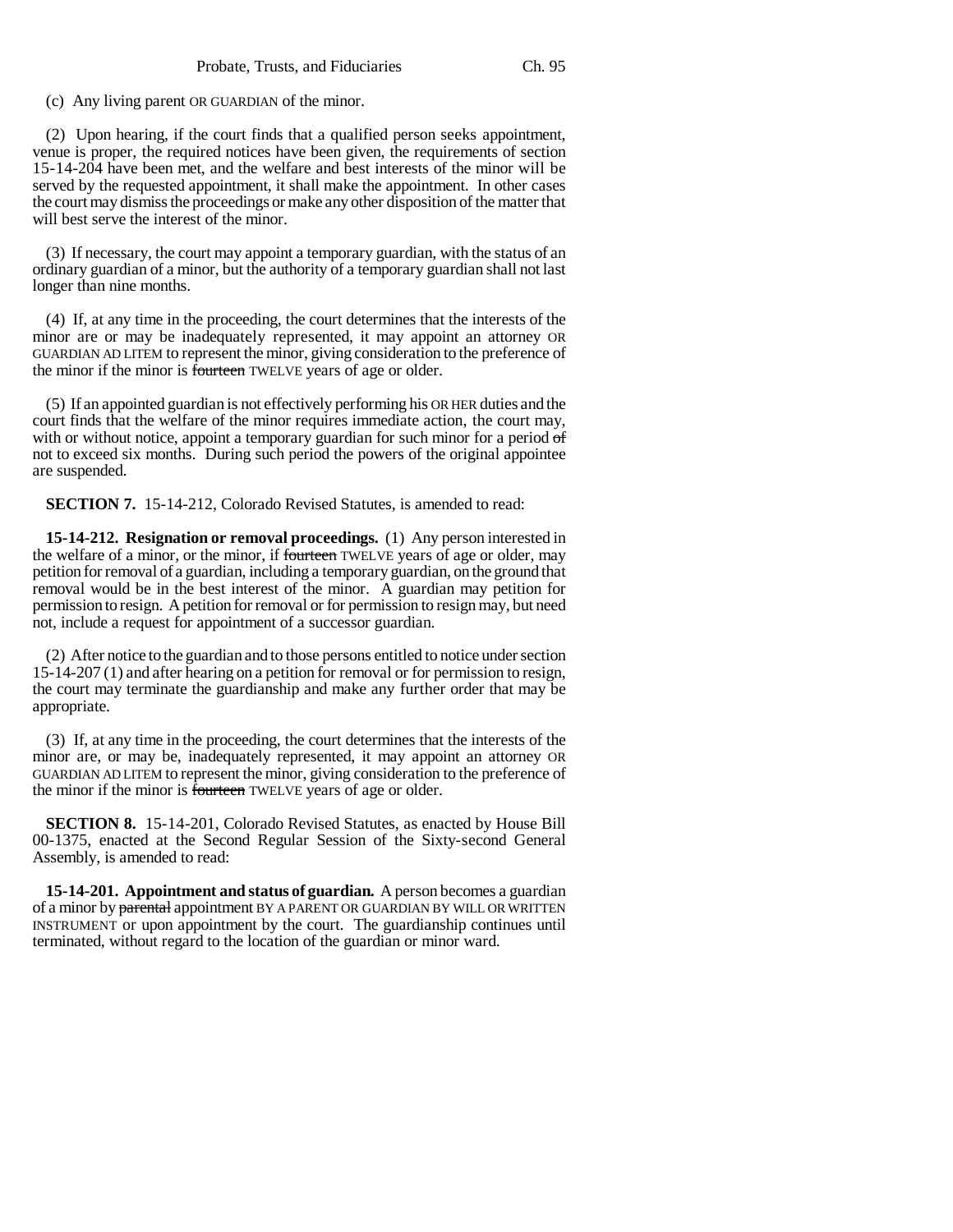(c) Any living parent OR GUARDIAN of the minor.

(2) Upon hearing, if the court finds that a qualified person seeks appointment, venue is proper, the required notices have been given, the requirements of section 15-14-204 have been met, and the welfare and best interests of the minor will be served by the requested appointment, it shall make the appointment. In other cases the court may dismiss the proceedings or make any other disposition of the matter that will best serve the interest of the minor.

(3) If necessary, the court may appoint a temporary guardian, with the status of an ordinary guardian of a minor, but the authority of a temporary guardian shall not last longer than nine months.

(4) If, at any time in the proceeding, the court determines that the interests of the minor are or may be inadequately represented, it may appoint an attorney OR GUARDIAN AD LITEM to represent the minor, giving consideration to the preference of the minor if the minor is ~~fourteen~~ TWELVE years of age or older.

(5) If an appointed guardian is not effectively performing his OR HER duties and the court finds that the welfare of the minor requires immediate action, the court may, with or without notice, appoint a temporary guardian for such minor for a period ~~of~~ not to exceed six months. During such period the powers of the original appointee are suspended.

**SECTION 7.** 15-14-212, Colorado Revised Statutes, is amended to read:

**15-14-212. Resignation or removal proceedings.** (1) Any person interested in the welfare of a minor, or the minor, if ~~fourteen~~ TWELVE years of age or older, may petition for removal of a guardian, including a temporary guardian, on the ground that removal would be in the best interest of the minor. A guardian may petition for permission to resign. A petition for removal or for permission to resign may, but need not, include a request for appointment of a successor guardian.

(2) After notice to the guardian and to those persons entitled to notice under section 15-14-207 (1) and after hearing on a petition for removal or for permission to resign, the court may terminate the guardianship and make any further order that may be appropriate.

(3) If, at any time in the proceeding, the court determines that the interests of the minor are, or may be, inadequately represented, it may appoint an attorney OR GUARDIAN AD LITEM to represent the minor, giving consideration to the preference of the minor if the minor is ~~fourteen~~ TWELVE years of age or older.

**SECTION 8.** 15-14-201, Colorado Revised Statutes, as enacted by House Bill 00-1375, enacted at the Second Regular Session of the Sixty-second General Assembly, is amended to read:

**15-14-201. Appointment and status of guardian.** A person becomes a guardian of a minor by ~~parental~~ appointment BY A PARENT OR GUARDIAN BY WILL OR WRITTEN INSTRUMENT or upon appointment by the court. The guardianship continues until terminated, without regard to the location of the guardian or minor ward.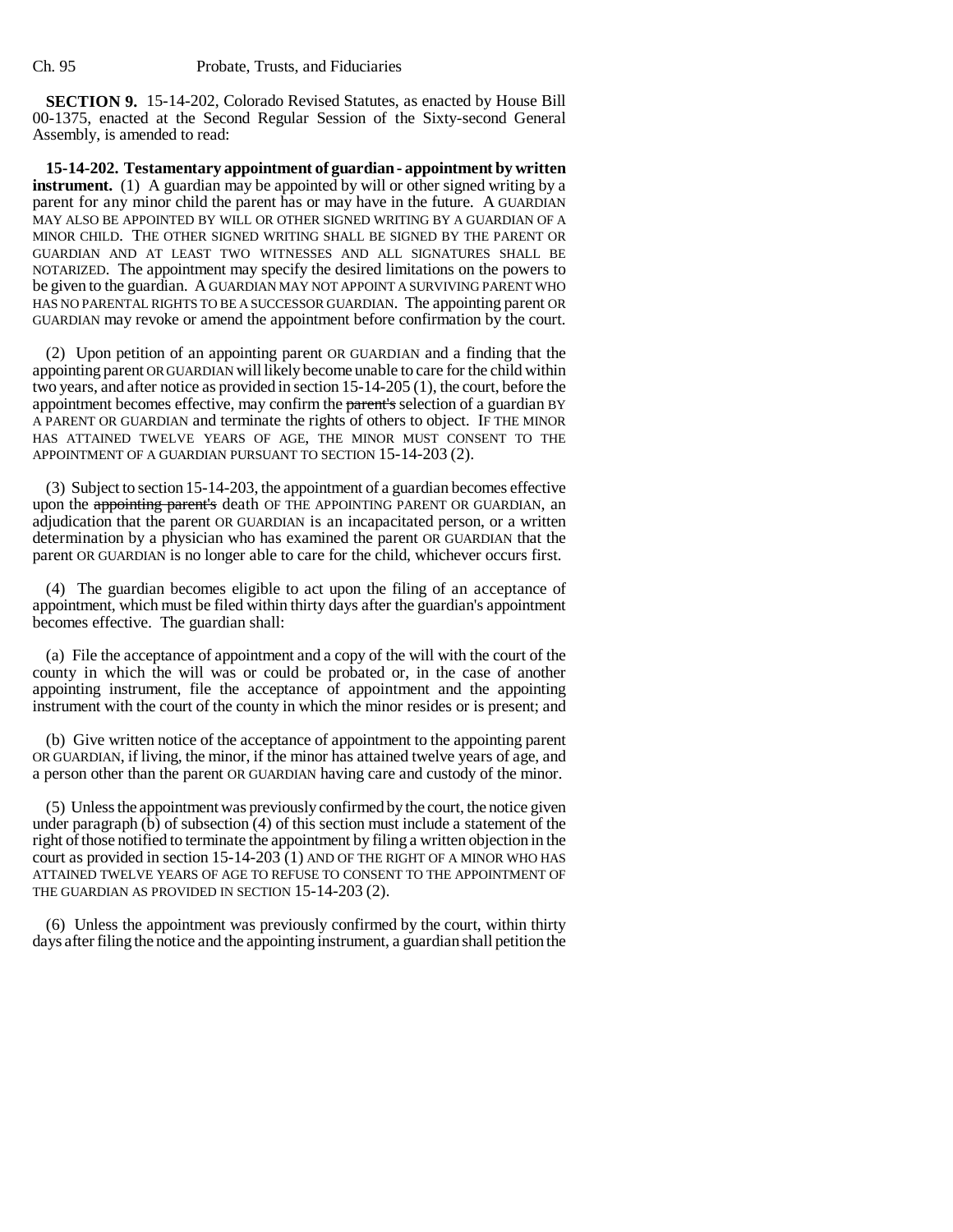**SECTION 9.** 15-14-202, Colorado Revised Statutes, as enacted by House Bill 00-1375, enacted at the Second Regular Session of the Sixty-second General Assembly, is amended to read:

**15-14-202. Testamentary appointment of guardian - appointment by written instrument.** (1) A guardian may be appointed by will or other signed writing by a parent for any minor child the parent has or may have in the future. A GUARDIAN MAY ALSO BE APPOINTED BY WILL OR OTHER SIGNED WRITING BY A GUARDIAN OF A MINOR CHILD. THE OTHER SIGNED WRITING SHALL BE SIGNED BY THE PARENT OR GUARDIAN AND AT LEAST TWO WITNESSES AND ALL SIGNATURES SHALL BE NOTARIZED. The appointment may specify the desired limitations on the powers to be given to the guardian. A GUARDIAN MAY NOT APPOINT A SURVIVING PARENT WHO HAS NO PARENTAL RIGHTS TO BE A SUCCESSOR GUARDIAN. The appointing parent OR GUARDIAN may revoke or amend the appointment before confirmation by the court.

(2) Upon petition of an appointing parent OR GUARDIAN and a finding that the appointing parent OR GUARDIAN will likely become unable to care for the child within two years, and after notice as provided in section 15-14-205 (1), the court, before the appointment becomes effective, may confirm the ~~parent's~~ selection of a guardian BY A PARENT OR GUARDIAN and terminate the rights of others to object. IF THE MINOR HAS ATTAINED TWELVE YEARS OF AGE, THE MINOR MUST CONSENT TO THE APPOINTMENT OF A GUARDIAN PURSUANT TO SECTION 15-14-203 (2).

(3) Subject to section 15-14-203, the appointment of a guardian becomes effective upon the ~~appointing parent's~~ death OF THE APPOINTING PARENT OR GUARDIAN, an adjudication that the parent OR GUARDIAN is an incapacitated person, or a written determination by a physician who has examined the parent OR GUARDIAN that the parent OR GUARDIAN is no longer able to care for the child, whichever occurs first.

(4) The guardian becomes eligible to act upon the filing of an acceptance of appointment, which must be filed within thirty days after the guardian's appointment becomes effective. The guardian shall:

(a) File the acceptance of appointment and a copy of the will with the court of the county in which the will was or could be probated or, in the case of another appointing instrument, file the acceptance of appointment and the appointing instrument with the court of the county in which the minor resides or is present; and

(b) Give written notice of the acceptance of appointment to the appointing parent OR GUARDIAN, if living, the minor, if the minor has attained twelve years of age, and a person other than the parent OR GUARDIAN having care and custody of the minor.

(5) Unless the appointment was previously confirmed by the court, the notice given under paragraph (b) of subsection (4) of this section must include a statement of the right of those notified to terminate the appointment by filing a written objection in the court as provided in section 15-14-203 (1) AND OF THE RIGHT OF A MINOR WHO HAS ATTAINED TWELVE YEARS OF AGE TO REFUSE TO CONSENT TO THE APPOINTMENT OF THE GUARDIAN AS PROVIDED IN SECTION 15-14-203 (2).

(6) Unless the appointment was previously confirmed by the court, within thirty days after filing the notice and the appointing instrument, a guardian shall petition the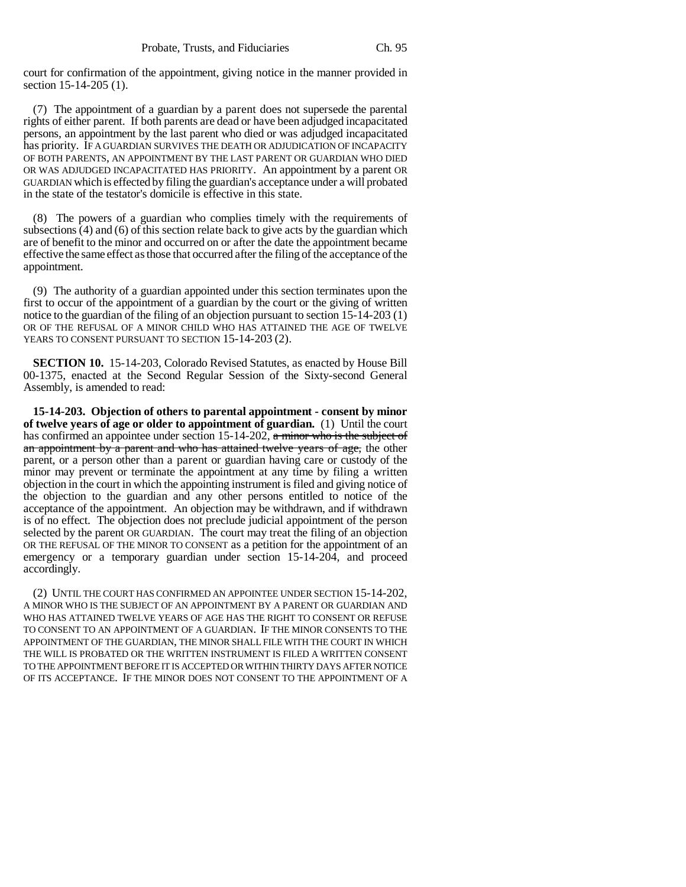court for confirmation of the appointment, giving notice in the manner provided in section 15-14-205 (1).

(7) The appointment of a guardian by a parent does not supersede the parental rights of either parent. If both parents are dead or have been adjudged incapacitated persons, an appointment by the last parent who died or was adjudged incapacitated has priority. IF A GUARDIAN SURVIVES THE DEATH OR ADJUDICATION OF INCAPACITY OF BOTH PARENTS, AN APPOINTMENT BY THE LAST PARENT OR GUARDIAN WHO DIED OR WAS ADJUDGED INCAPACITATED HAS PRIORITY. An appointment by a parent OR GUARDIAN which is effected by filing the guardian's acceptance under a will probated in the state of the testator's domicile is effective in this state.

(8) The powers of a guardian who complies timely with the requirements of subsections (4) and (6) of this section relate back to give acts by the guardian which are of benefit to the minor and occurred on or after the date the appointment became effective the same effect as those that occurred after the filing of the acceptance of the appointment.

(9) The authority of a guardian appointed under this section terminates upon the first to occur of the appointment of a guardian by the court or the giving of written notice to the guardian of the filing of an objection pursuant to section 15-14-203 (1) OR OF THE REFUSAL OF A MINOR CHILD WHO HAS ATTAINED THE AGE OF TWELVE YEARS TO CONSENT PURSUANT TO SECTION 15-14-203 (2).

**SECTION 10.** 15-14-203, Colorado Revised Statutes, as enacted by House Bill 00-1375, enacted at the Second Regular Session of the Sixty-second General Assembly, is amended to read:

**15-14-203. Objection of others to parental appointment - consent by minor of twelve years of age or older to appointment of guardian.** (1) Until the court has confirmed an appointee under section 15-14-202, ~~a minor who is the subject of an appointment by a parent and who has attained twelve years of age,~~ the other parent, or a person other than a parent or guardian having care or custody of the minor may prevent or terminate the appointment at any time by filing a written objection in the court in which the appointing instrument is filed and giving notice of the objection to the guardian and any other persons entitled to notice of the acceptance of the appointment. An objection may be withdrawn, and if withdrawn is of no effect. The objection does not preclude judicial appointment of the person selected by the parent OR GUARDIAN. The court may treat the filing of an objection OR THE REFUSAL OF THE MINOR TO CONSENT as a petition for the appointment of an emergency or a temporary guardian under section 15-14-204, and proceed accordingly.

(2) UNTIL THE COURT HAS CONFIRMED AN APPOINTEE UNDER SECTION 15-14-202, A MINOR WHO IS THE SUBJECT OF AN APPOINTMENT BY A PARENT OR GUARDIAN AND WHO HAS ATTAINED TWELVE YEARS OF AGE HAS THE RIGHT TO CONSENT OR REFUSE TO CONSENT TO AN APPOINTMENT OF A GUARDIAN. IF THE MINOR CONSENTS TO THE APPOINTMENT OF THE GUARDIAN, THE MINOR SHALL FILE WITH THE COURT IN WHICH THE WILL IS PROBATED OR THE WRITTEN INSTRUMENT IS FILED A WRITTEN CONSENT TO THE APPOINTMENT BEFORE IT IS ACCEPTED OR WITHIN THIRTY DAYS AFTER NOTICE OF ITS ACCEPTANCE. IF THE MINOR DOES NOT CONSENT TO THE APPOINTMENT OF A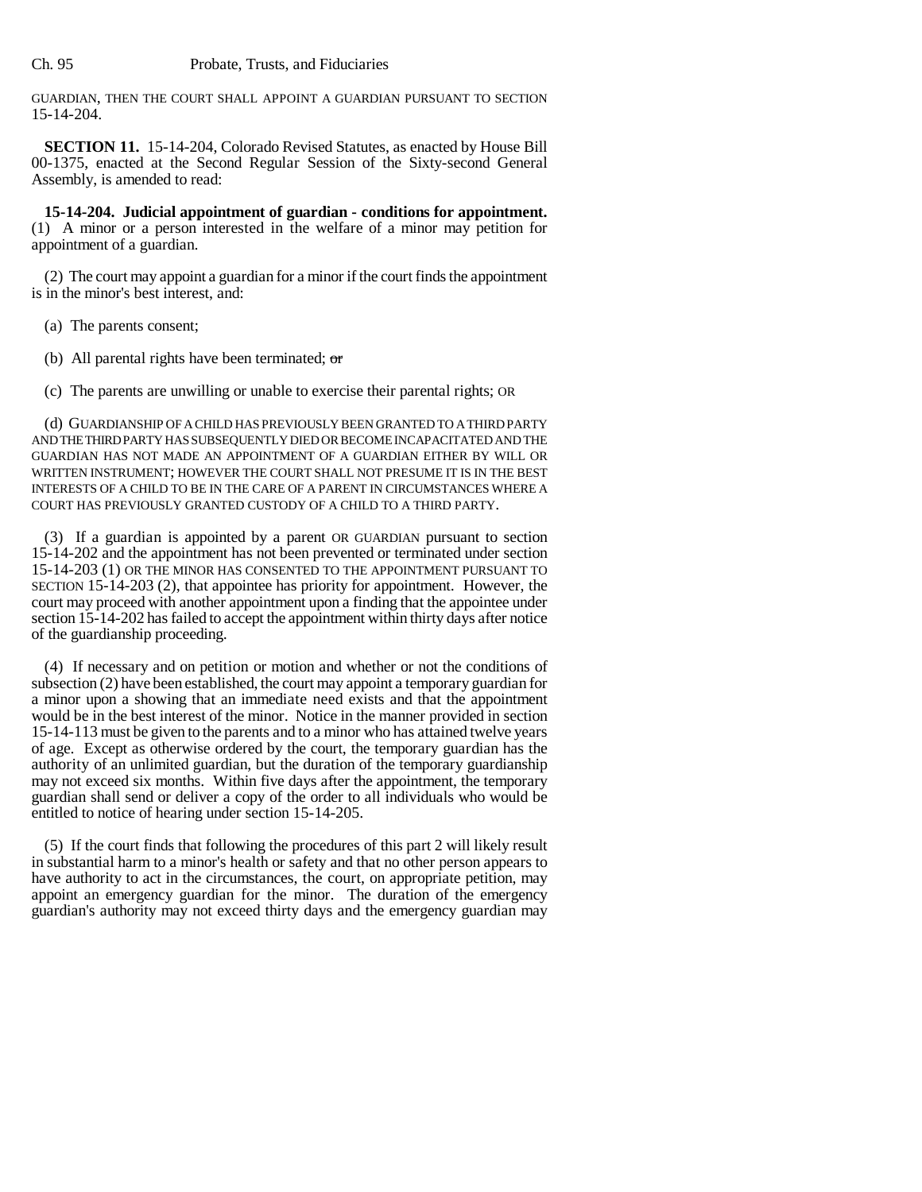GUARDIAN, THEN THE COURT SHALL APPOINT A GUARDIAN PURSUANT TO SECTION 15-14-204.

**SECTION 11.** 15-14-204, Colorado Revised Statutes, as enacted by House Bill 00-1375, enacted at the Second Regular Session of the Sixty-second General Assembly, is amended to read:

**15-14-204. Judicial appointment of guardian - conditions for appointment.** (1) A minor or a person interested in the welfare of a minor may petition for appointment of a guardian.

(2) The court may appoint a guardian for a minor if the court finds the appointment is in the minor's best interest, and:

(a) The parents consent;

(b) All parental rights have been terminated; ~~or~~

(c) The parents are unwilling or unable to exercise their parental rights; OR

(d) GUARDIANSHIP OF A CHILD HAS PREVIOUSLY BEEN GRANTED TO A THIRD PARTY AND THE THIRD PARTY HAS SUBSEQUENTLY DIED OR BECOME INCAPACITATED AND THE GUARDIAN HAS NOT MADE AN APPOINTMENT OF A GUARDIAN EITHER BY WILL OR WRITTEN INSTRUMENT; HOWEVER THE COURT SHALL NOT PRESUME IT IS IN THE BEST INTERESTS OF A CHILD TO BE IN THE CARE OF A PARENT IN CIRCUMSTANCES WHERE A COURT HAS PREVIOUSLY GRANTED CUSTODY OF A CHILD TO A THIRD PARTY.

(3) If a guardian is appointed by a parent OR GUARDIAN pursuant to section 15-14-202 and the appointment has not been prevented or terminated under section 15-14-203 (1) OR THE MINOR HAS CONSENTED TO THE APPOINTMENT PURSUANT TO SECTION 15-14-203 (2), that appointee has priority for appointment. However, the court may proceed with another appointment upon a finding that the appointee under section 15-14-202 has failed to accept the appointment within thirty days after notice of the guardianship proceeding.

(4) If necessary and on petition or motion and whether or not the conditions of subsection (2) have been established, the court may appoint a temporary guardian for a minor upon a showing that an immediate need exists and that the appointment would be in the best interest of the minor. Notice in the manner provided in section 15-14-113 must be given to the parents and to a minor who has attained twelve years of age. Except as otherwise ordered by the court, the temporary guardian has the authority of an unlimited guardian, but the duration of the temporary guardianship may not exceed six months. Within five days after the appointment, the temporary guardian shall send or deliver a copy of the order to all individuals who would be entitled to notice of hearing under section 15-14-205.

(5) If the court finds that following the procedures of this part 2 will likely result in substantial harm to a minor's health or safety and that no other person appears to have authority to act in the circumstances, the court, on appropriate petition, may appoint an emergency guardian for the minor. The duration of the emergency guardian's authority may not exceed thirty days and the emergency guardian may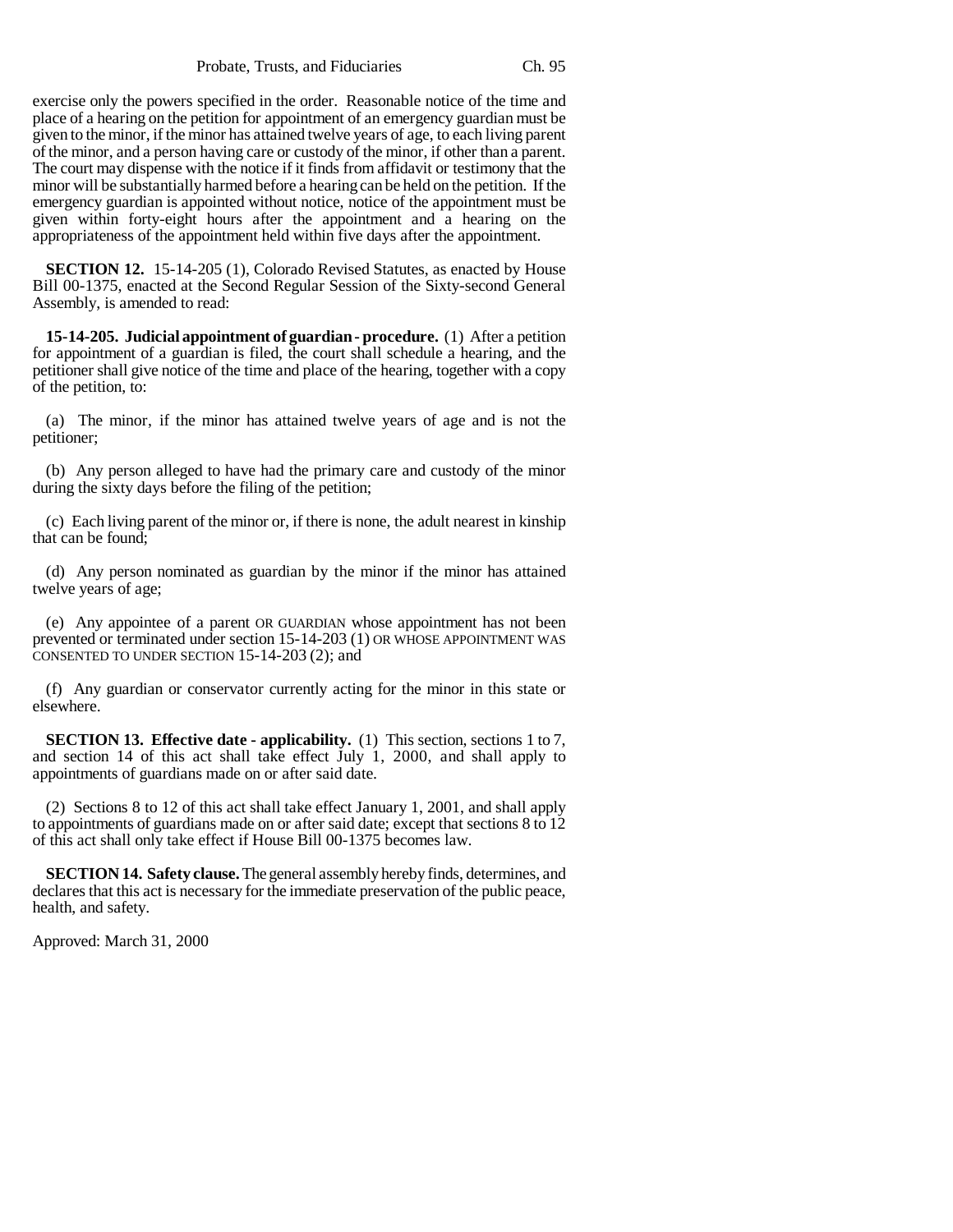exercise only the powers specified in the order. Reasonable notice of the time and place of a hearing on the petition for appointment of an emergency guardian must be given to the minor, if the minor has attained twelve years of age, to each living parent of the minor, and a person having care or custody of the minor, if other than a parent. The court may dispense with the notice if it finds from affidavit or testimony that the minor will be substantially harmed before a hearing can be held on the petition. If the emergency guardian is appointed without notice, notice of the appointment must be given within forty-eight hours after the appointment and a hearing on the appropriateness of the appointment held within five days after the appointment.

**SECTION 12.** 15-14-205 (1), Colorado Revised Statutes, as enacted by House Bill 00-1375, enacted at the Second Regular Session of the Sixty-second General Assembly, is amended to read:

**15-14-205. Judicial appointment of guardian - procedure.** (1) After a petition for appointment of a guardian is filed, the court shall schedule a hearing, and the petitioner shall give notice of the time and place of the hearing, together with a copy of the petition, to:

(a) The minor, if the minor has attained twelve years of age and is not the petitioner;

(b) Any person alleged to have had the primary care and custody of the minor during the sixty days before the filing of the petition;

(c) Each living parent of the minor or, if there is none, the adult nearest in kinship that can be found;

(d) Any person nominated as guardian by the minor if the minor has attained twelve years of age;

(e) Any appointee of a parent OR GUARDIAN whose appointment has not been prevented or terminated under section 15-14-203 (1) OR WHOSE APPOINTMENT WAS CONSENTED TO UNDER SECTION 15-14-203 (2); and

(f) Any guardian or conservator currently acting for the minor in this state or elsewhere.

**SECTION 13. Effective date - applicability.** (1) This section, sections 1 to 7, and section 14 of this act shall take effect July 1, 2000, and shall apply to appointments of guardians made on or after said date.

(2) Sections 8 to 12 of this act shall take effect January 1, 2001, and shall apply to appointments of guardians made on or after said date; except that sections 8 to 12 of this act shall only take effect if House Bill 00-1375 becomes law.

**SECTION 14. Safety clause.** The general assembly hereby finds, determines, and declares that this act is necessary for the immediate preservation of the public peace, health, and safety.

Approved: March 31, 2000